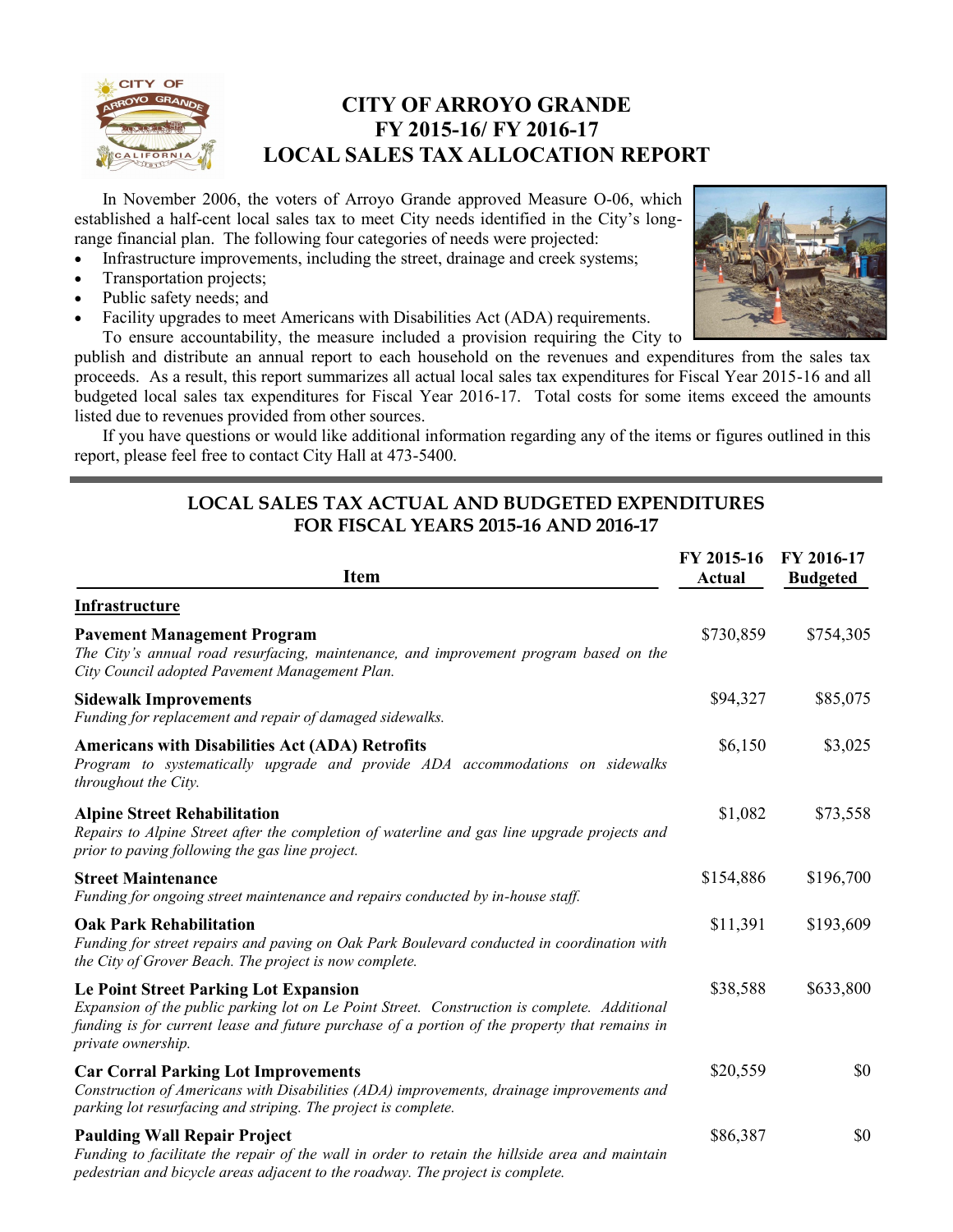# CITY OF ARROYO GRANDE
# FY 2015-16/ FY 2016-17
# LOCAL SALES TAX ALLOCATION REPORT

In November 2006, the voters of Arroyo Grande approved Measure O-06, which established a half-cent local sales tax to meet City needs identified in the City's long-range financial plan. The following four categories of needs were projected:

- Infrastructure improvements, including the street, drainage and creek systems;
- Transportation projects;
- Public safety needs; and
- Facility upgrades to meet Americans with Disabilities Act (ADA) requirements.

To ensure accountability, the measure included a provision requiring the City to publish and distribute an annual report to each household on the revenues and expenditures from the sales tax proceeds. As a result, this report summarizes all actual local sales tax expenditures for Fiscal Year 2015-16 and all budgeted local sales tax expenditures for Fiscal Year 2016-17. Total costs for some items exceed the amounts listed due to revenues provided from other sources.

If you have questions or would like additional information regarding any of the items or figures outlined in this report, please feel free to contact City Hall at 473-5400.

## LOCAL SALES TAX ACTUAL AND BUDGETED EXPENDITURES FOR FISCAL YEARS 2015-16 AND 2016-17

| Item | FY 2015-16 Actual | FY 2016-17 Budgeted |
|---|---|---|
| **Infrastructure** | | |
| **Pavement Management Program**<br>*The City's annual road resurfacing, maintenance, and improvement program based on the City Council adopted Pavement Management Plan.* | $730,859 | $754,305 |
| **Sidewalk Improvements**<br>*Funding for replacement and repair of damaged sidewalks.* | $94,327 | $85,075 |
| **Americans with Disabilities Act (ADA) Retrofits**<br>*Program to systematically upgrade and provide ADA accommodations on sidewalks throughout the City.* | $6,150 | $3,025 |
| **Alpine Street Rehabilitation**<br>*Repairs to Alpine Street after the completion of waterline and gas line upgrade projects and prior to paving following the gas line project.* | $1,082 | $73,558 |
| **Street Maintenance**<br>*Funding for ongoing street maintenance and repairs conducted by in-house staff.* | $154,886 | $196,700 |
| **Oak Park Rehabilitation**<br>*Funding for street repairs and paving on Oak Park Boulevard conducted in coordination with the City of Grover Beach. The project is now complete.* | $11,391 | $193,609 |
| **Le Point Street Parking Lot Expansion**<br>*Expansion of the public parking lot on Le Point Street. Construction is complete. Additional funding is for current lease and future purchase of a portion of the property that remains in private ownership.* | $38,588 | $633,800 |
| **Car Corral Parking Lot Improvements**<br>*Construction of Americans with Disabilities (ADA) improvements, drainage improvements and parking lot resurfacing and striping. The project is complete.* | $20,559 | $0 |
| **Paulding Wall Repair Project**<br>*Funding to facilitate the repair of the wall in order to retain the hillside area and maintain pedestrian and bicycle areas adjacent to the roadway. The project is complete.* | $86,387 | $0 |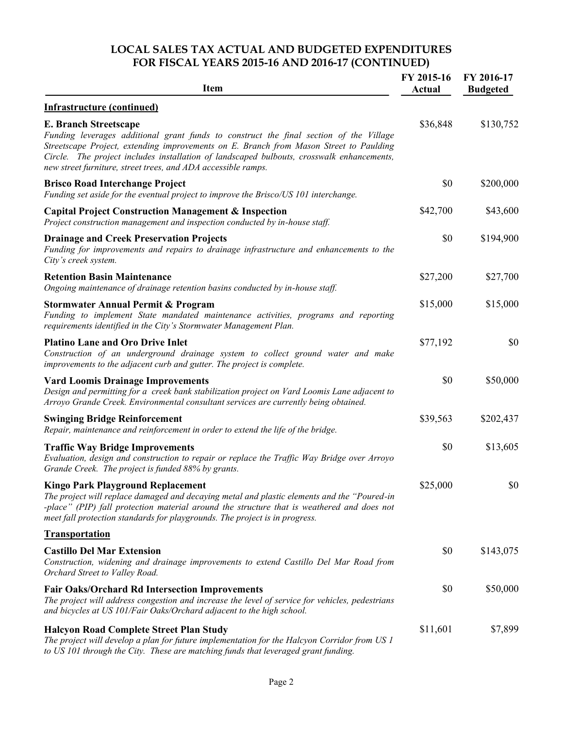# LOCAL SALES TAX ACTUAL AND BUDGETED EXPENDITURES FOR FISCAL YEARS 2015-16 AND 2016-17 (CONTINUED)

| Item | FY 2015-16 Actual | FY 2016-17 Budgeted |
|---|---|---|
| **Infrastructure (continued)** | | |
| **E. Branch Streetscape**<br>*Funding leverages additional grant funds to construct the final section of the Village Streetscape Project, extending improvements on E. Branch from Mason Street to Paulding Circle. The project includes installation of landscaped bulbouts, crosswalk enhancements, new street furniture, street trees, and ADA accessible ramps.* | \$36,848 | \$130,752 |
| **Brisco Road Interchange Project**<br>*Funding set aside for the eventual project to improve the Brisco/US 101 interchange.* | \$0 | \$200,000 |
| **Capital Project Construction Management & Inspection**<br>*Project construction management and inspection conducted by in-house staff.* | \$42,700 | \$43,600 |
| **Drainage and Creek Preservation Projects**<br>*Funding for improvements and repairs to drainage infrastructure and enhancements to the City's creek system.* | \$0 | \$194,900 |
| **Retention Basin Maintenance**<br>*Ongoing maintenance of drainage retention basins conducted by in-house staff.* | \$27,200 | \$27,700 |
| **Stormwater Annual Permit & Program**<br>*Funding to implement State mandated maintenance activities, programs and reporting requirements identified in the City's Stormwater Management Plan.* | \$15,000 | \$15,000 |
| **Platino Lane and Oro Drive Inlet**<br>*Construction of an underground drainage system to collect ground water and make improvements to the adjacent curb and gutter. The project is complete.* | \$77,192 | \$0 |
| **Vard Loomis Drainage Improvements**<br>*Design and permitting for a creek bank stabilization project on Vard Loomis Lane adjacent to Arroyo Grande Creek. Environmental consultant services are currently being obtained.* | \$0 | \$50,000 |
| **Swinging Bridge Reinforcement**<br>*Repair, maintenance and reinforcement in order to extend the life of the bridge.* | \$39,563 | \$202,437 |
| **Traffic Way Bridge Improvements**<br>*Evaluation, design and construction to repair or replace the Traffic Way Bridge over Arroyo Grande Creek. The project is funded 88% by grants.* | \$0 | \$13,605 |
| **Kingo Park Playground Replacement**<br>*The project will replace damaged and decaying metal and plastic elements and the "Poured-in -place" (PIP) fall protection material around the structure that is weathered and does not meet fall protection standards for playgrounds. The project is in progress.* | \$25,000 | \$0 |
| **Transportation** | | |
| **Castillo Del Mar Extension**<br>*Construction, widening and drainage improvements to extend Castillo Del Mar Road from Orchard Street to Valley Road.* | \$0 | \$143,075 |
| **Fair Oaks/Orchard Rd Intersection Improvements**<br>*The project will address congestion and increase the level of service for vehicles, pedestrians and bicycles at US 101/Fair Oaks/Orchard adjacent to the high school.* | \$0 | \$50,000 |
| **Halcyon Road Complete Street Plan Study**<br>*The project will develop a plan for future implementation for the Halcyon Corridor from US 1 to US 101 through the City. These are matching funds that leveraged grant funding.* | \$11,601 | \$7,899 |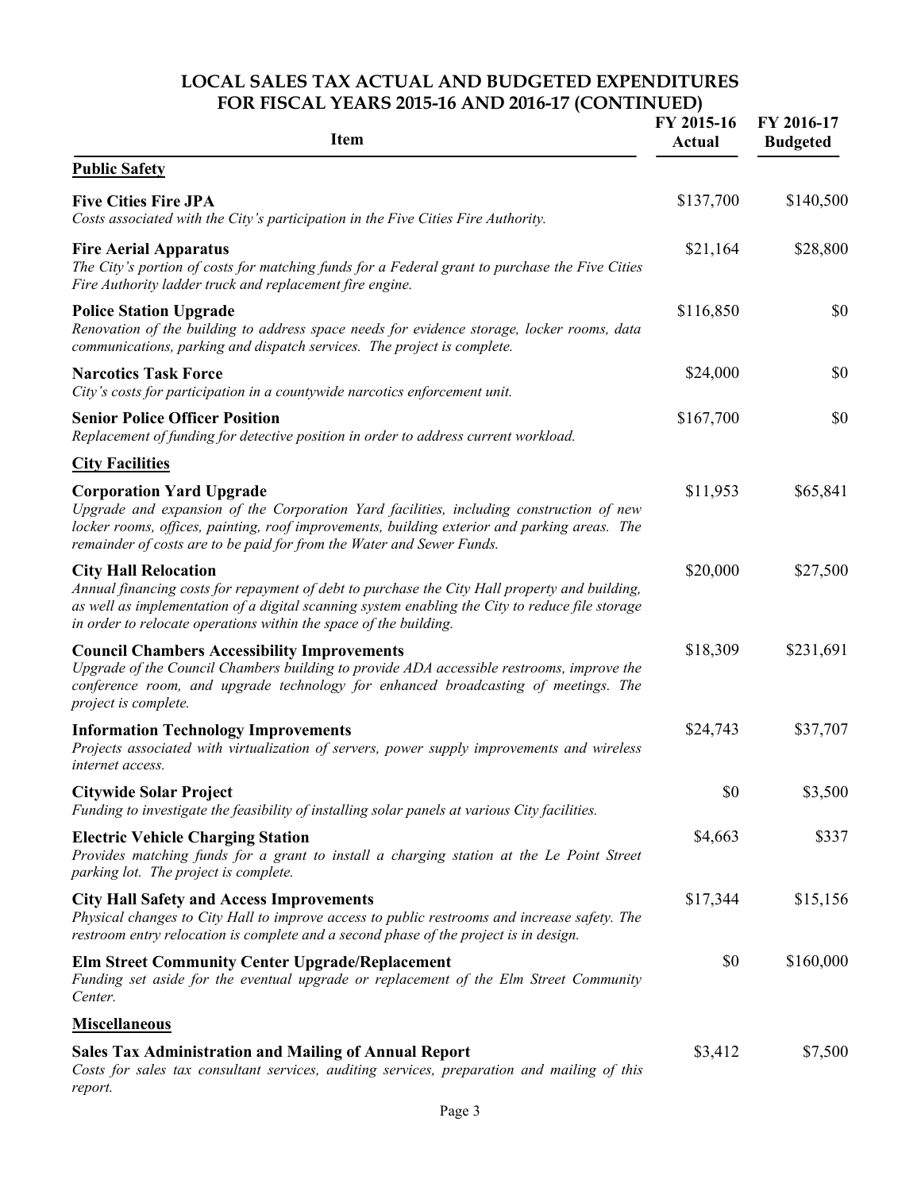## LOCAL SALES TAX ACTUAL AND BUDGETED EXPENDITURES FOR FISCAL YEARS 2015-16 AND 2016-17 (CONTINUED)

| Item | FY 2015-16 Actual | FY 2016-17 Budgeted |
|---|---|---|
| **Public Safety** | | |
| **Five Cities Fire JPA**<br>*Costs associated with the City's participation in the Five Cities Fire Authority.* | \$137,700 | \$140,500 |
| **Fire Aerial Apparatus**<br>*The City's portion of costs for matching funds for a Federal grant to purchase the Five Cities Fire Authority ladder truck and replacement fire engine.* | \$21,164 | \$28,800 |
| **Police Station Upgrade**<br>*Renovation of the building to address space needs for evidence storage, locker rooms, data communications, parking and dispatch services. The project is complete.* | \$116,850 | \$0 |
| **Narcotics Task Force**<br>*City's costs for participation in a countywide narcotics enforcement unit.* | \$24,000 | \$0 |
| **Senior Police Officer Position**<br>*Replacement of funding for detective position in order to address current workload.* | \$167,700 | \$0 |
| **City Facilities** | | |
| **Corporation Yard Upgrade**<br>*Upgrade and expansion of the Corporation Yard facilities, including construction of new locker rooms, offices, painting, roof improvements, building exterior and parking areas. The remainder of costs are to be paid for from the Water and Sewer Funds.* | \$11,953 | \$65,841 |
| **City Hall Relocation**<br>*Annual financing costs for repayment of debt to purchase the City Hall property and building, as well as implementation of a digital scanning system enabling the City to reduce file storage in order to relocate operations within the space of the building.* | \$20,000 | \$27,500 |
| **Council Chambers Accessibility Improvements**<br>*Upgrade of the Council Chambers building to provide ADA accessible restrooms, improve the conference room, and upgrade technology for enhanced broadcasting of meetings. The project is complete.* | \$18,309 | \$231,691 |
| **Information Technology Improvements**<br>*Projects associated with virtualization of servers, power supply improvements and wireless internet access.* | \$24,743 | \$37,707 |
| **Citywide Solar Project**<br>*Funding to investigate the feasibility of installing solar panels at various City facilities.* | \$0 | \$3,500 |
| **Electric Vehicle Charging Station**<br>*Provides matching funds for a grant to install a charging station at the Le Point Street parking lot. The project is complete.* | \$4,663 | \$337 |
| **City Hall Safety and Access Improvements**<br>*Physical changes to City Hall to improve access to public restrooms and increase safety. The restroom entry relocation is complete and a second phase of the project is in design.* | \$17,344 | \$15,156 |
| **Elm Street Community Center Upgrade/Replacement**<br>*Funding set aside for the eventual upgrade or replacement of the Elm Street Community Center.* | \$0 | \$160,000 |
| **Miscellaneous** | | |
| **Sales Tax Administration and Mailing of Annual Report**<br>*Costs for sales tax consultant services, auditing services, preparation and mailing of this report.* | \$3,412 | \$7,500 |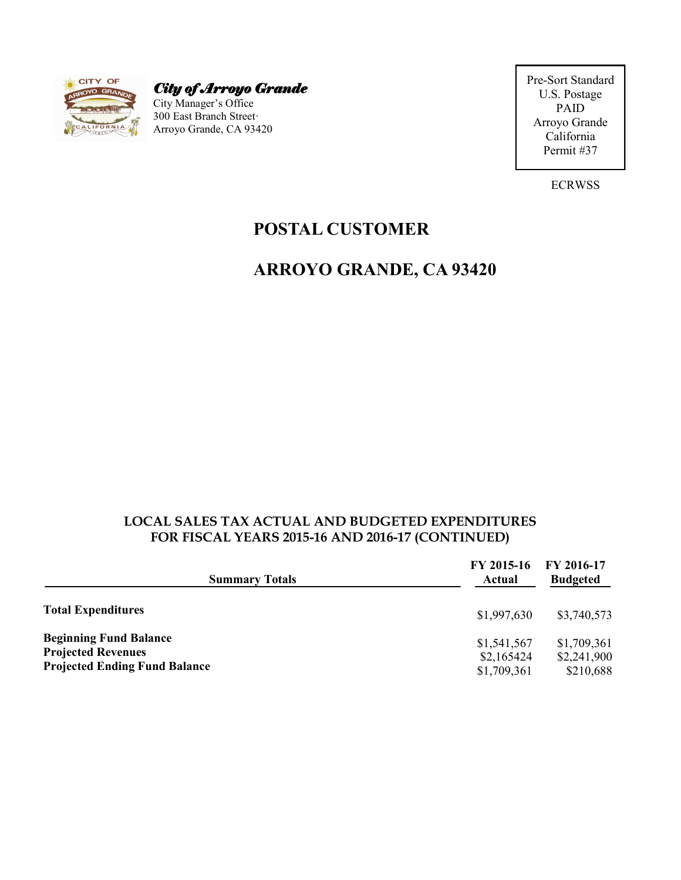***City of Arroyo Grande***
City Manager's Office
300 East Branch Street·
Arroyo Grande, CA 93420

Pre-Sort Standard
U.S. Postage
PAID
Arroyo Grande
California
Permit #37

ECRWSS

## POSTAL CUSTOMER

## ARROYO GRANDE, CA 93420

### LOCAL SALES TAX ACTUAL AND BUDGETED EXPENDITURES FOR FISCAL YEARS 2015-16 AND 2016-17 (CONTINUED)

| Summary Totals | FY 2015-16 Actual | FY 2016-17 Budgeted |
|---|---|---|
| **Total Expenditures** | $1,997,630 | $3,740,573 |
| **Beginning Fund Balance** | $1,541,567 | $1,709,361 |
| **Projected Revenues** | $2,165424 | $2,241,900 |
| **Projected Ending Fund Balance** | $1,709,361 | $210,688 |